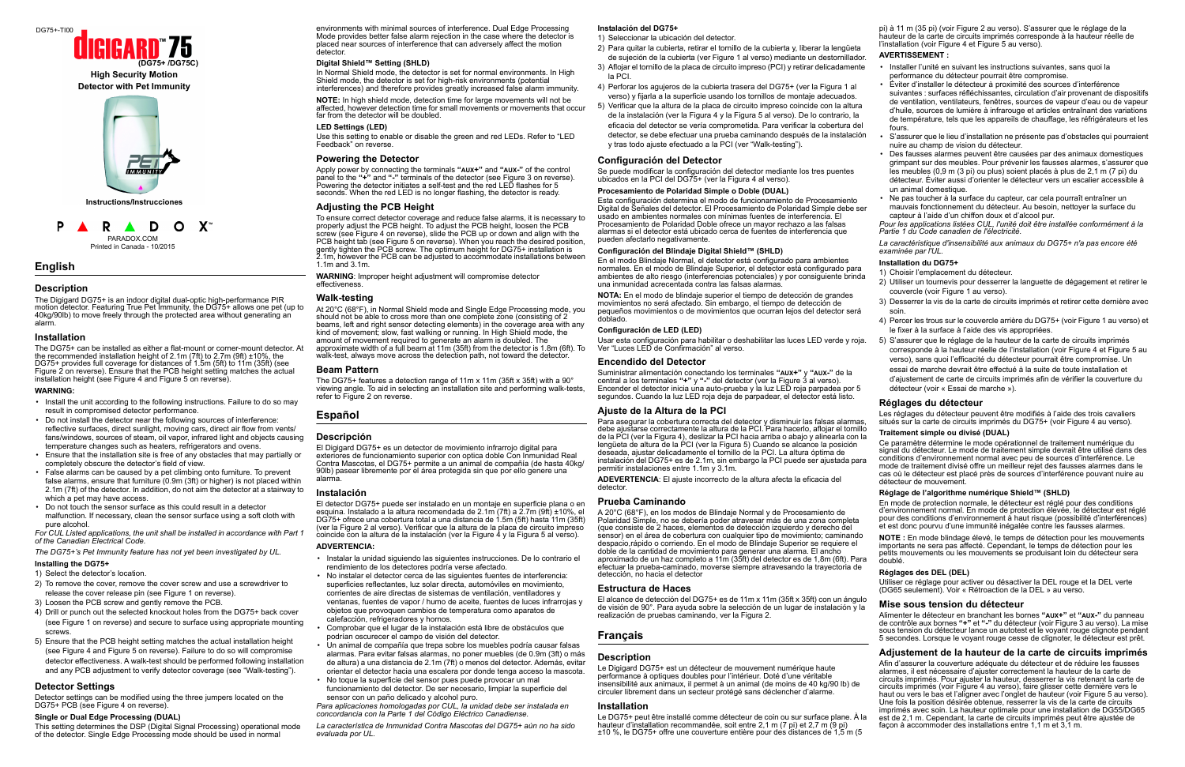DG75+-TI00

# DIGIGARD™ 75

**(DG75+ /DG75C)**

**High Security Motion Detector with Pet Immunity**

**Instructions/Instrucciones**

PARADOX™

PARADOX.COM
Printed in Canada - 10/2015

# English

## Description

The Digigard DG75+ is an indoor digital dual-optic high-performance PIR motion detector. Featuring True Pet Immunity, the DG75+ allows one pet (up to 40kg/90lb) to move freely through the protected area without generating an alarm.

## Installation

The DG75+ can be installed as either a flat-mount or corner-mount detector. At the recommended installation height of 2.1m (7ft) to 2.7m (9ft) ±10%, the DG75+ provides full coverage for distances of 1.5m (5ft) to 11m (35ft) (see Figure 2 on reverse). Ensure that the PCB height setting matches the actual installation height (see Figure 4 and Figure 5 on reverse).

**WARNING:**

- Install the unit according to the following instructions. Failure to do so may result in compromised detector performance.
- Do not install the detector near the following sources of interference: reflective surfaces, direct sunlight, moving cars, direct air flow from vents/ fans/windows, sources of steam, oil vapor, infrared light and objects causing temperature changes such as heaters, refrigerators and ovens.
- Ensure that the installation site is free of any obstacles that may partially or completely obscure the detector's field of view.
- False alarms can be caused by a pet climbing onto furniture. To prevent false alarms, ensure that furniture (0.9m (3ft) or higher) is not placed within 2.1m (7ft) of the detector. In addition, do not aim the detector at a stairway to which a pet may have access.
- Do not touch the sensor surface as this could result in a detector malfunction. If necessary, clean the sensor surface using a soft cloth with pure alcohol.

*For CUL Listed applications, the unit shall be installed in accordance with Part 1 of the Canadian Electrical Code.*

*The DG75+'s Pet Immunity feature has not yet been investigated by UL.*

### Installing the DG75+

1) Select the detector's location.
2) To remove the cover, remove the cover screw and use a screwdriver to release the cover release pin (see Figure 1 on reverse).
3) Loosen the PCB screw and gently remove the PCB.
4) Drill or punch out the selected knockout holes from the DG75+ back cover (see Figure 1 on reverse) and secure to surface using appropriate mounting screws.
5) Ensure that the PCB height setting matches the actual installation height (see Figure 4 and Figure 5 on reverse). Failure to do so will compromise detector effectiveness. A walk-test should be performed following installation and any PCB adjustment to verify detector coverage (see "Walk-testing").

## Detector Settings

Detector settings can be modified using the three jumpers located on the DG75+ PCB (see Figure 4 on reverse).

### Single or Dual Edge Processing (DUAL)

This setting determines the DSP (Digital Signal Processing) operational mode of the detector. Single Edge Processing mode should be used in normal environments with minimal sources of interference. Dual Edge Processing Mode provides better false alarm rejection in the case where the detector is placed near sources of interference that can adversely affect the motion detector.

### Digital Shield™ Setting (SHLD)

In Normal Shield mode, the detector is set for normal environments. In High Shield mode, the detector is set for high-risk environments (potential interferences) and therefore provides greatly increased false alarm immunity.

**NOTE:** In high shield mode, detection time for large movements will not be affected, however detection time for small movements or movements that occur far from the detector will be doubled.

### LED Settings (LED)

Use this setting to enable or disable the green and red LEDs. Refer to "LED Feedback" on reverse.

## Powering the Detector

Apply power by connecting the terminals **"AUX+"** and **"AUX-"** of the control panel to the **"+"** and **"-"** terminals of the detector (see Figure 3 on reverse). Powering the detector initiates a self-test and the red LED flashes for 5 seconds. When the red LED is no longer flashing, the detector is ready.

## Adjusting the PCB Height

To ensure correct detector coverage and reduce false alarms, it is necessary to properly adjust the PCB height. To adjust the PCB height, loosen the PCB screw (see Figure 4 on reverse), slide the PCB up or down and align with the PCB height tab (see Figure 5 on reverse). When you reach the desired position, gently tighten the PCB screw. The optimum height for DG75+ installation is 2.1m, however the PCB can be adjusted to accommodate installations between 1.1m and 3.1m.

**WARNING**: Improper height adjustment will compromise detector effectiveness.

## Walk-testing

At 20°C (68°F), in Normal Shield mode and Single Edge Processing mode, you should not be able to cross more than one complete zone (consisting of 2 beams, left and right sensor detecting elements) in the coverage area with any kind of movement; slow, fast walking or running. In High Shield mode, the amount of movement required to generate an alarm is doubled. The approximate width of a full beam at 11m (35ft) from the detector is 1.8m (6ft). To walk-test, always move across the detection path, not toward the detector.

## Beam Pattern

The DG75+ features a detection range of 11m x 11m (35ft x 35ft) with a 90° viewing angle. To aid in selecting an installation site and performing walk-tests, refer to Figure 2 on reverse.

# Español

## Descripción

El Digigard DG75+ es un detector de movimiento infrarrojo digital para exteriores de funcionamiento superior con optica doble Con Inmunidad Real Contra Mascotas, el DG75+ permite a un animal de compañía (de hasta 40kg/ 90lb) pasear libremente por el área protegida sin que por ello genere una alarma.

## Instalación

El detector DG75+ puede ser instalado en un montaje en superficie plana o en esquina. Instalado a la altura recomendada de 2.1m (7ft) a 2.7m (9ft) ±10%, el DG75+ ofrece una cobertura total a una distancia de 1.5m (5ft) hasta 11m (35ft) (ver la Figura 2 al verso). Verificar que la altura de la placa de circuito impreso coincide con la altura de la instalación (ver la Figura 4 y la Figura 5 al verso).

**ADVERTENCIA:**

- Instalar la unidad siguiendo las siguientes instrucciones. De lo contrario el rendimiento de los detectores podría verse afectado.
- No instalar el detector cerca de las siguientes fuentes de interferencia: superficies reflectantes, luz solar directa, automóviles en movimiento, corrientes de aire directas de sistemas de ventilación, ventiladores y ventanas, fuentes de vapor / humo de aceite, fuentes de luces infrarrojas y objetos que provoquen cambios de temperatura como aparatos de calefacción, refrigeradores y hornos.
- Comprobar que el lugar de la instalación está libre de obstáculos que podrían oscurecer el campo de visión del detector.
- Un animal de compañía que trepa sobre los muebles podría causar falsas alarmas. Para evitar falsas alarmas, no poner muebles (de 0.9m (3ft) o más de altura) a una distancia de 2.1m (7ft) o menos del detector. Además, evitar orientar el detector hacia una escalera por donde tenga acceso la mascota.
- No toque la superficie del sensor pues puede provocar un mal funcionamiento del detector. De ser necesario, limpiar la superficie del sensor con un paño delicado y alcohol puro.

*Para aplicaciones homologadas por CUL, la unidad debe ser instalada en concordancia con la Parte 1 del Código Eléctrico Canadiense.*

*La característica de Inmunidad Contra Mascotas del DG75+ aún no ha sido evaluada por UL.*

### Instalación del DG75+

1) Seleccionar la ubicación del detector.
2) Para quitar la cubierta, retirar el tornillo de la cubierta y, liberar la lengüeta de sujeción de la cubierta (ver Figure 1 al verso) mediante un destornillador.
3) Aflojar el tornillo de la placa de circuito impreso (PCI) y retirar delicadamente la PCI.
4) Perforar los agujeros de la cubierta trasera del DG75+ (ver la Figura 1 al verso) y fijarla a la superficie usando los tornillos de montaje adecuados.
5) Verificar que la altura de la placa de circuito impreso coincide con la altura de la instalación (ver la Figura 4 y la Figura 5 al verso). De lo contrario, la eficacia del detector se vería comprometida. Para verificar la cobertura del detector, se debe efectuar una prueba caminando después de la instalación y tras todo ajuste efectuado a la PCI (ver "Walk-testing").

## Configuración del Detector

Se puede modificar la configuración del detector mediante los tres puentes ubicados en la PCI del DG75+ (ver la Figura 4 al verso).

### Procesamiento de Polaridad Simple o Doble (DUAL)

Esta configuración determina el modo de funcionamiento de Procesamiento Digital de Señales del detector. El Procesamiento de Polaridad Simple debe ser usado en ambientes normales con mínimas fuentes de interferencia. El Procesamiento de Polaridad Doble ofrece un mayor rechazo a las falsas alarmas si el detector está ubicado cerca de fuentes de interferencia que pueden afectarlo negativamente.

### Configuración del Blindaje Digital Shield™ (SHLD)

En el modo Blindaje Normal, el detector está configurado para ambientes normales. En el modo de Blindaje Superior, el detector está configurado para ambientes de alto riesgo (interferencias potenciales) y por consiguiente brinda una inmunidad acrecentada contra las falsas alarmas.

**NOTA:** En el modo de blindaje superior el tiempo de detección de grandes movimientos no será afectado. Sin embargo, el tiempo de detección de pequeños movimientos o de movimientos que ocurran lejos del detector será doblado.

### Configuración de LED (LED)

Usar esta configuración para habilitar o deshabilitar las luces LED verde y roja. Ver "Luces LED de Confirmación" al verso.

## Encendido del Detector

Suministrar alimentación conectando los terminales **"AUX+"** y **"AUX-"** de la central a los terminales **"+"** y **"-"** del detector (ver la Figure 3 al verso). Encender el detector inicia una auto-prueba y la luz LED roja parpadea por 5 segundos. Cuando la luz LED roja deja de parpadear, el detector está listo.

## Ajuste de la Altura de la PCI

Para asegurar la cobertura correcta del detector y disminuir las falsas alarmas, debe ajustarse correctamente la altura de la PCI. Para hacerlo, aflojar el tornillo de la PCI (ver la Figura 4), deslizar la PCI hacia arriba o abajo y alinearla con la lengüeta de altura de la PCI (ver la Figura 5) Cuando se alcance la posición deseada, ajustar delicadamente el tornillo de la PCI. La altura óptima de instalación del DG75+ es de 2.1m, sin embargo la PCI puede ser ajustada para permitir instalaciones entre 1.1m y 3.1m.

**ADVERTENCIA**: El ajuste incorrecto de la altura afecta la eficacia del detector.

## Prueba Caminando

A 20°C (68°F), en los modos de Blindaje Normal y de Procesamiento de Polaridad Simple, no se debería poder atravesar más de una zona completa (que consiste de 2 haces, elementos de detección izquierdo y derecho del sensor) en el área de cobertura con cualquier tipo de movimiento; caminando despacio,rápido o corriendo. En el modo de Blindaje Superior se requiere el doble de la cantidad de movimiento para generar una alarma. El ancho aproximado de un haz completo a 11m (35ft) del detector es de 1,8m (6ft). Para efectuar la prueba-caminando, moverse siempre atravesando la trayectoria de detección, no hacia el detector

## Estructura de Haces

El alcance de detección del DG75+ es de 11m x 11m (35ft x 35ft) con un ángulo de visión de 90°. Para ayuda sobre la selección de un lugar de instalación y la realización de pruebas caminando, ver la Figura 2.

# Français

## Description

Le Digigard DG75+ est un détecteur de mouvement numérique haute performance à optiques doubles pour l'intérieur. Doté d'une véritable insensibilité aux animaux, il permet à un animal (de moins de 40 kg/90 lb) de circuler librement dans un secteur protégé sans déclencher d'alarme.

## Installation

Le DG75+ peut être installé comme détecteur de coin ou sur surface plane. À la hauteur d'installation recommandée, soit entre 2,1 m (7 pi) et 2,7 m (9 pi) ±10 %, le DG75+ offre une couverture entière pour des distances de 1,5 m (5 pi) à 11 m (35 pi) (voir Figure 2 au verso). S'assurer que le réglage de la hauteur de la carte de circuits imprimés correspond à la hauteur réelle de l'installation (voir Figure 4 et Figure 5 au verso).

**AVERTISSEMENT :**

- Installer l'unité en suivant les instructions suivantes, sans quoi la performance du détecteur pourrait être compromise.
- Éviter d'installer le détecteur à proximité des sources d'interférence suivantes : surfaces réfléchissantes, circulation d'air provenant de dispositifs de ventilation, ventilateurs, fenêtres, sources de vapeur d'eau ou de vapeur d'huile, sources de lumière à infrarouge et articles entraînant des variations de température, tels que les appareils de chauffage, les réfrigérateurs et les fours.
- S'assurer que le lieu d'installation ne présente pas d'obstacles qui pourraient nuire au champ de vision du détecteur.
- Des fausses alarmes peuvent être causées par des animaux domestiques grimpant sur des meubles. Pour prévenir les fausses alarmes, s'assurer que les meubles (0,9 m (3 pi) ou plus) soient placés à plus de 2,1 m (7 pi) du détecteur. Éviter aussi d'orienter le détecteur vers un escalier accessible à un animal domestique.
- Ne pas toucher à la surface du capteur, car cela pourrait entraîner un mauvais fonctionnement du détecteur. Au besoin, nettoyer la surface du capteur à l'aide d'un chiffon doux et d'alcool pur.

*Pour les applications listées CUL, l'unité doit être installée conformément à la Partie 1 du Code canadien de l'électricité.*

*La caractéristique d'insensibilité aux animaux du DG75+ n'a pas encore été examinée par l'UL.*

### Installation du DG75+

1) Choisir l'emplacement du détecteur.
2) Utiliser un tournevis pour desserrer la languette de dégagement et retirer le couvercle (voir Figure 1 au verso).
3) Desserrer la vis de la carte de circuits imprimés et retirer cette dernière avec soin.
4) Percer les trous sur le couvercle arrière du DG75+ (voir Figure 1 au verso) et le fixer à la surface à l'aide des vis appropriées.
5) S'assurer que le réglage de la hauteur de la carte de circuits imprimés corresponde à la hauteur réelle de l'installation (voir Figure 4 et Figure 5 au verso), sans quoi l'efficacité du détecteur pourrait être compromise. Un essai de marche devrait être effectué à la suite de toute installation et d'ajustement de carte de circuits imprimés afin de vérifier la couverture du détecteur (voir « Essai de marche »).

## Réglages du détecteur

Les réglages du détecteur peuvent être modifiés à l'aide des trois cavaliers situés sur la carte de circuits imprimés du DG75+ (voir Figure 4 au verso).

### Traitement simple ou divisé (DUAL)

Ce paramètre détermine le mode opérationnel de traitement numérique du signal du détecteur. Le mode de traitement simple devrait être utilisé dans des conditions d'environnement normal avec peu de sources d'interférence. Le mode de traitement divisé offre un meilleur rejet des fausses alarmes dans le cas où le détecteur est placé près de sources d'interférence pouvant nuire au détecteur de mouvement.

### Réglage de l'algorithme numérique Shield™ (SHLD)

En mode de protection normale, le détecteur est réglé pour des conditions d'environnement normal. En mode de protection élevée, le détecteur est réglé pour des conditions d'environnement à haut risque (possibilité d'interférences) et est donc pourvu d'une immunité réglable contre les fausses alarmes.

**NOTE :** En mode blindage élevé, le temps de détection pour les mouvements importants ne sera pas affecté. Cependant, le temps de détection pour les petits mouvements ou les mouvements se produisant loin du détecteur sera doublé.

### Réglages des DEL (DEL)

Utiliser ce réglage pour activer ou désactiver la DEL rouge et la DEL verte (DG65 seulement). Voir « Rétroaction de la DEL » au verso.

## Mise sous tension du détecteur

Alimenter le détecteur en branchant les bornes **"AUX+"** et **"AUX-"** du panneau de contrôle aux bornes **"+"** et **"-"** du détecteur (voir Figure 3 au verso). La mise sous tension du détecteur lance un autotest et le voyant rouge clignote pendant 5 secondes. Lorsque le voyant rouge cesse de clignoter, le détecteur est prêt.

## Adjustement de la hauteur de la carte de circuits imprimés

Afin d'assurer la couverture adéquate du détecteur et de réduire les fausses alarmes, il est nécessaire d'ajuster correctement la hauteur de la carte de circuits imprimés. Pour ajuster la hauteur, desserrer la vis retenant la carte de circuits imprimés (voir Figure 4 au verso), faire glisser cette dernière vers le haut ou vers le bas et l'aligner avec l'onglet de hauteur (voir Figure 5 au verso). Une fois la position désirée obtenue, resserrer la vis de la carte de circuits imprimés avec soin. La hauteur optimale pour une installation de DG55/DG65 est de 2,1 m. Cependant, la carte de circuits imprimés peut être ajustée de façon à accommoder des installations entre 1,1 m et 3,1 m.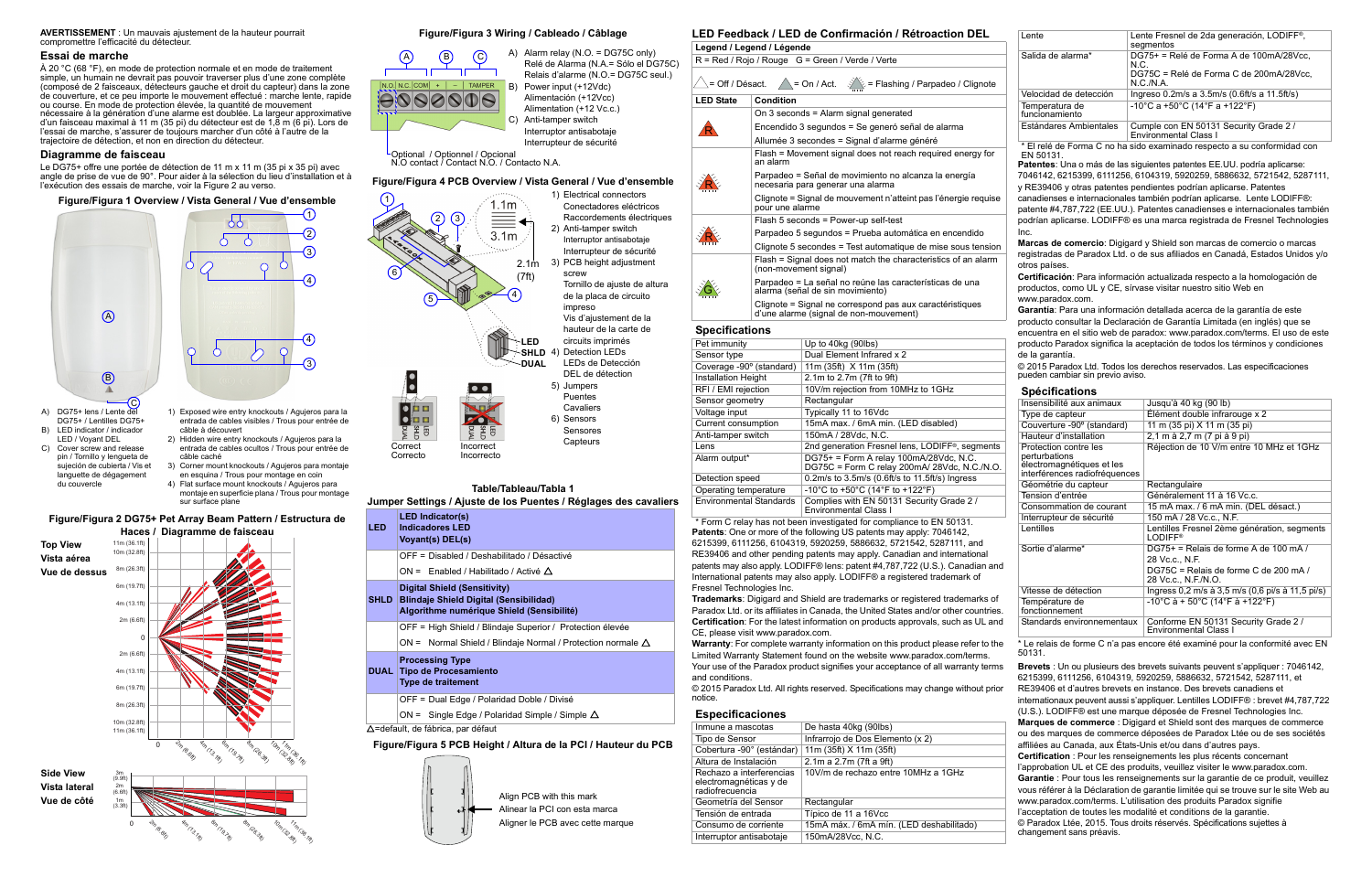**AVERTISSEMENT** : Un mauvais ajustement de la hauteur pourrait compromettre l'efficacité du détecteur.

## Essai de marche

À 20 °C (68 °F), en mode de protection normale et en mode de traitement simple, un humain ne devrait pas pouvoir traverser plus d'une zone complète (composé de 2 faisceaux, détecteurs gauche et droit du capteur) dans la zone de couverture, et ce peu importe le mouvement effectué : marche lente, rapide ou course. En mode de protection élevée, la quantité de mouvement nécessaire à la génération d'une alarme est doublée. La largeur approximative d'un faisceau maximal à 11 m (35 pi) du détecteur est de 1,8 m (6 pi). Lors de l'essai de marche, s'assurer de toujours marcher d'un côté à l'autre de la trajectoire de détection, et non en direction du détecteur.

## Diagramme de faisceau

Le DG75+ offre une portée de détection de 11 m x 11 m (35 pi x 35 pi) avec angle de prise de vue de 90°. Pour aider à la sélection du lieu d'installation et à l'exécution des essais de marche, voir la Figure 2 au verso.

### Figure/Figura 1 Overview / Vista General / Vue d'ensemble

A) DG75+ lens / Lente del DG75+ / Lentilles DG75+
B) LED indicator / indicador LED / Voyant DEL
C) Cover screw and release pin / Tornillo y lengueta de sujeción de cubierta / Vis et languette de dégagement du couvercle

1) Exposed wire entry knockouts / Agujeros para la entrada de cables visibles / Trous pour entrée de câble à découvert
2) Hidden wire entry knockouts / Agujeros para la entrada de cables ocultos / Trous pour entrée de câble caché
3) Corner mount knockouts / Agujeros para montaje en esquina / Trous pour montage en coin
4) Flat surface mount knockouts / Agujeros para montaje en superficie plana / Trous pour montage sur surface plane

### Figure/Figura 2 DG75+ Pet Array Beam Pattern / Estructura de Haces / Diagramme de faisceau

Top View
Vista aérea
Vue de dessus

11m (36.1ft)
10m (32.8ft)
8m (26.3ft)
6m (19.7ft)
4m (13.1ft)
2m (6.6ft)
0
2m (6.6ft)
4m (13.1ft)
6m (19.7ft)
8m (26.3ft)
10m (32.8ft)
11m (36.1ft)
0 2m (6.6ft) 4m (13.1ft) 6m (19.7ft) 8m (26.3ft) 10m (32.8ft) 11m (36.1ft)

Side View
Vista lateral
Vue de côté

3m (9.8ft)
2m (6.6ft)
1m (3.3ft)
0 2m (6.6ft) 4m (13.1ft) 6m (19.7ft) 8m (26.3ft) 10m (32.8ft) 11m (36.1ft)

### Figure/Figura 3 Wiring / Cableado / Câblage

N.O. N.C. COM + – TAMPER

A) Alarm relay (N.O. = DG75C only) / Relé de Alarma (N.A.= Sólo el DG75C) / Relais d'alarme (N.O.= DG75C seul.)
B) Power input (+12Vdc) / Alimentación (+12Vcc) / Alimentation (+12 Vc.c.)
C) Anti-tamper switch / Interruptor antisabotaje / Interrupteur de sécurité

Optional / Optionnel / Opcional
N.O contact / Contact N.O. / Contacto N.A.

### Figure/Figura 4 PCB Overview / Vista General / Vue d'ensemble

1.1m
3.1m
2.1m (7ft)
LED
SHLD
DUAL
Correct / Correcto
Incorrect / Incorrecto

1) Electrical connectors / Conectadores eléctricos / Raccordements électriques
2) Anti-tamper switch / Interruptor antisabotaje / Interrupteur de sécurité
3) PCB height adjustment screw / Tornillo de ajuste de altura de la placa de circuito impreso / Vis d'ajustement de la hauteur de la carte de circuits imprimés
4) Detection LEDs / LEDs de Detección / DEL de détection
5) Jumpers / Puentes / Cavaliers
6) Sensors / Sensores / Capteurs

### Table/Tableau/Tabla 1
### Jumper Settings / Ajuste de los Puentes / Réglages des cavaliers

| | |
|---|---|
| **LED** | **LED Indicator(s) / Indicadores LED / Voyant(s) DEL(s)** |
| | OFF = Disabled / Deshabilitado / Désactivé |
| | ON = Enabled / Habilitado / Activé △ |
| **SHLD** | **Digital Shield (Sensitivity) / Blindaje Shield Digital (Sensibilidad) / Algorithme numérique Shield (Sensibilité)** |
| | OFF = High Shield / Blindaje Superior / Protection élevée |
| | ON = Normal Shield / Blindaje Normal / Protection normale △ |
| **DUAL** | **Processing Type / Tipo de Procesamiento / Type de traitement** |
| | OFF = Dual Edge / Polaridad Doble / Divisé |
| | ON = Single Edge / Polaridad Simple / Simple △ |

△=default, de fábrica, par défaut

### Figure/Figura 5 PCB Height / Altura de la PCI / Hauteur du PCB

Align PCB with this mark
Alinear la PCI con esta marca
Aligner le PCB avec cette marque

## LED Feedback / LED de Confirmación / Rétroaction DEL

**Legend / Legend / Légende**

R = Red / Rojo / Rouge G = Green / Verde / Verte

△ = Off / Désact. ▲ = On / Act. = Flashing / Parpadeo / Clignote

| LED State | Condition |
|---|---|
| R (On) | On 3 seconds = Alarm signal generated |
| | Encendido 3 segundos = Se generó señal de alarma |
| | Allumée 3 secondes = Signal d'alarme généré |
| R (Flashing) | Flash = Movement signal does not reach required energy for an alarm |
| | Parpadeo = Señal de movimiento no alcanza la energía necesaria para generar una alarma |
| | Clignote = Signal de mouvement n'atteint pas l'énergie requise pour une alarme |
| R (Flashing) | Flash 5 seconds = Power-up self-test |
| | Parpadeo 5 segundos = Prueba automática en encendido |
| | Clignote 5 secondes = Test automatique de mise sous tension |
| G (Flashing) | Flash = Signal does not match the characteristics of an alarm (non-movement signal) |
| | Parpadeo = La señal no reúne las características de una alarma (señal de sin movimiento) |
| | Clignote = Signal ne correspond pas aux caractéristiques d'une alarme (signal de non-mouvement) |

## Specifications

| | |
|---|---|
| Pet immunity | Up to 40kg (90lbs) |
| Sensor type | Dual Element Infrared x 2 |
| Coverage -90° (standard) | 11m (35ft) X 11m (35ft) |
| Installation Height | 2.1m to 2.7m (7ft to 9ft) |
| RFI / EMI rejection | 10V/m rejection from 10MHz to 1GHz |
| Sensor geometry | Rectangular |
| Voltage input | Typically 11 to 16Vdc |
| Current consumption | 15mA max. / 6mA min. (LED disabled) |
| Anti-tamper switch | 150mA / 28Vdc, N.C. |
| Lens | 2nd generation Fresnel lens, LODIFF®, segments |
| Alarm output* | DG75+ = Form A relay 100mA/28Vdc, N.C. DG75C = Form C relay 200mA/ 28Vdc, N.C./N.O. |
| Detection speed | 0.2m/s to 3.5m/s (0.6ft/s to 11.5ft/s) Ingress |
| Operating temperature | -10°C to +50°C (14°F to +122°F) |
| Environmental Standards | Complies with EN 50131 Security Grade 2 / Environmental Class I |

\* Form C relay has not been investigated for compliance to EN 50131.

**Patents**: One or more of the following US patents may apply: 7046142, 6215399, 6111256, 6104319, 5920259, 5886632, 5721542, 5287111, and RE39406 and other pending patents may apply. Canadian and international patents may also apply. LODIFF® lens: patent #4,787,722 (U.S.). Canadian and International patents may also apply. LODIFF® a registered trademark of Fresnel Technologies Inc.

**Trademarks**: Digiguard and Shield are trademarks or registered trademarks of Paradox Ltd. or its affiliates in Canada, the United States and/or other countries.

**Certification**: For the latest information on products approvals, such as UL and CE, please visit www.paradox.com.

**Warranty**: For complete warranty information on this product please refer to the Limited Warranty Statement found on the website www.paradox.com/terms. Your use of the Paradox product signifies your acceptance of all warranty terms and conditions.

© 2015 Paradox Ltd. All rights reserved. Specifications may change without prior notice.

## Especificaciones

| | |
|---|---|
| Inmune a mascotas | De hasta 40kg (90lbs) |
| Tipo de Sensor | Infrarrojo de Dos Elemento (x 2) |
| Cobertura -90° (estándar) | 11m (35ft) X 11m (35ft) |
| Altura de Instalación | 2.1m a 2.7m (7ft a 9ft) |
| Rechazo a interferencias electromagnéticas y de radiofrecuencia | 10V/m de rechazo entre 10MHz a 1GHz |
| Geometría del Sensor | Rectangular |
| Tensión de entrada | Típico de 11 a 16Vcc |
| Consumo de corriente | 15mA máx. / 6mA mín. (LED deshabilitado) |
| Interruptor antisabotaje | 150mA/28Vcc, N.C. |
| Lente | Lente Fresnel de 2da generación, LODIFF®, segmentos |
| Salida de alarma* | DG75+ = Relé de Forma A de 100mA/28Vcc, N.C. DG75C = Relé de Forma C de 200mA/28Vcc, N.C./N.A. |
| Velocidad de detección | Ingreso 0.2m/s a 3.5m/s (0.6ft/s a 11.5ft/s) |
| Temperatura de funcionamiento | -10°C a +50°C (14°F a +122°F) |
| Estándares Ambientales | Cumple con EN 50131 Security Grade 2 / Environmental Class I |

\* El relé de Forma C no ha sido examinado respecto a su conformidad con EN 50131.

**Patentes**: Una o más de las siguientes patentes EE.UU. podría aplicarse: 7046142, 6215399, 6111256, 6104319, 5920259, 5886632, 5721542, 5287111, y RE39406 y otras patentes pendientes podrían aplicarse. Patentes canadienses e internacionales también podrían aplicarse. Lente LODIFF®: patente #4,787,722 (EE.UU.). Patentes canadienses e internacionales también podrían aplicarse. LODIFF® es una marca registrada de Fresnel Technologies Inc.

**Marcas de comercio**: Digigard y Shield son marcas de comercio o marcas registradas de Paradox Ltd. o de sus afiliados en Canadá, Estados Unidos y/o otros países.

**Certificación**: Para información actualizada respecto a la homologación de productos, como UL y CE, sírvase visitar nuestro sitio Web en www.paradox.com.

**Garantía**: Para una información detallada acerca de la garantía de este producto consultar la Declaración de Garantía Limitada (en inglés) que se encuentra en el sitio web de paradox: www.paradox.com/terms. El uso de este producto Paradox significa la aceptación de todos los términos y condiciones de la garantía.

© 2015 Paradox Ltd. Todos los derechos reservados. Las especificaciones pueden cambiar sin previo aviso.

## Spécifications

| | |
|---|---|
| Insensibilité aux animaux | Jusqu'à 40 kg (90 lb) |
| Type de capteur | Élément double infrarouge x 2 |
| Couverture -90° (standard) | 11 m (35 pi) X 11 m (35 pi) |
| Hauteur d'installation | 2,1 m à 2,7 m (7 pi à 9 pi) |
| Protection contre les perturbations électromagnétiques et les interférences radiofréquences | Réjection de 10 V/m entre 10 MHz et 1GHz |
| Géométrie du capteur | Rectangulaire |
| Tension d'entrée | Généralement 11 à 16 Vc.c. |
| Consommation de courant | 15 mA max. / 6 mA min. (DEL désact.) |
| Interrupteur de sécurité | 150 mA / 28 Vc.c., N.F. |
| Lentilles | Lentilles Fresnel 2ème génération, segments LODIFF® |
| Sortie d'alarme* | DG75+ = Relais de forme A de 100 mA / 28 Vc.c., N.F. DG75C = Relais de forme C de 200 mA / 28 Vc.c., N.F./N.O. |
| Vitesse de détection | Ingress 0,2 m/s à 3,5 m/s (0,6 pi/s à 11,5 pi/s) |
| Température de fonctionnement | -10°C à + 50°C (14°F à +122°F) |
| Standards environnementaux | Conforme EN 50131 Security Grade 2 / Environmental Class I |

\* Le relais de forme C n'a pas encore été examiné pour la conformité avec EN 50131.

**Brevets** : Un ou plusieurs des brevets suivants peuvent s'appliquer : 7046142, 6215399, 6111256, 6104319, 5920259, 5886632, 5721542, 5287111, et RE39406 et d'autres brevets en instance. Des brevets canadiens et internationaux peuvent aussi s'appliquer. Lentilles LODIFF® : brevet #4,787,722 (U.S.). LODIFF® est une marque déposée de Fresnel Technologies Inc.

**Marques de commerce** : Digigard et Shield sont des marques de commerce ou des marques de commerce déposées de Paradox Ltée ou de ses sociétés affiliées au Canada, aux États-Unis et/ou dans d'autres pays.

**Certification** : Pour les renseignements les plus récents concernant l'approbation UL et CE des produits, veuillez visiter le www.paradox.com.

**Garantie** : Pour tous les renseignements sur la garantie de ce produit, veuillez vous référer à la Déclaration de garantie limitée qui se trouve sur le site Web au www.paradox.com/terms. L'utilisation des produits Paradox signifie l'acceptation de toutes les modalité et conditions de la garantie.

© Paradox Ltée, 2015. Tous droits réservés. Spécifications sujettes à changement sans préavis.